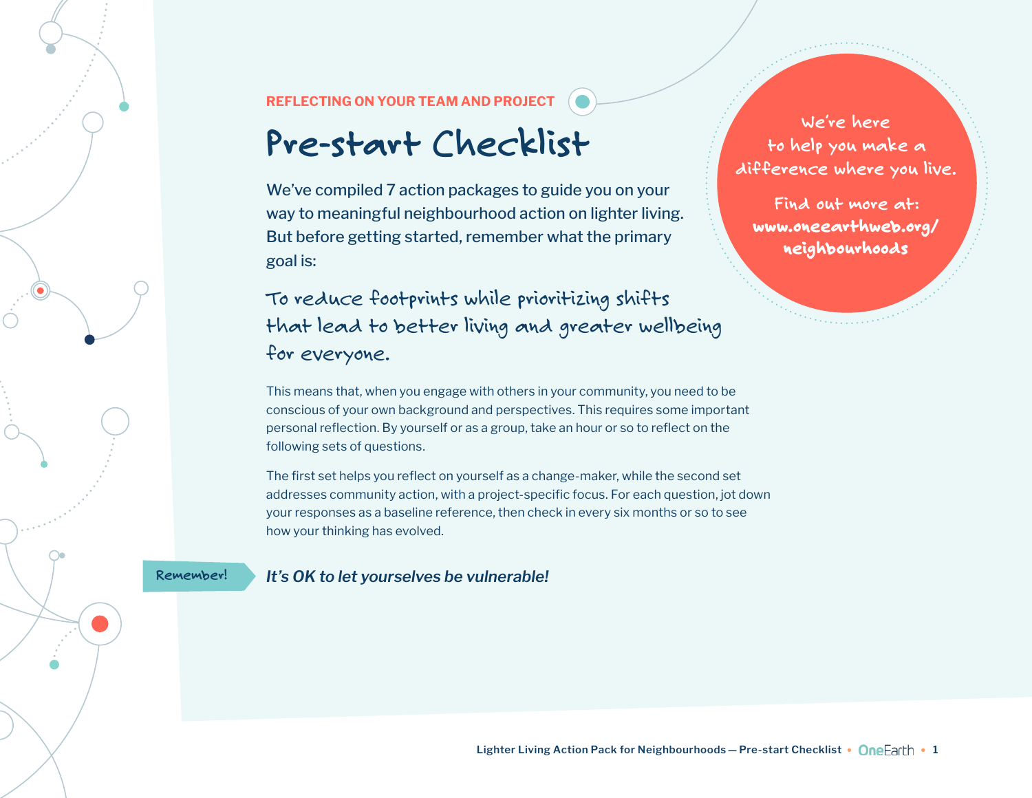REFLECTING ON YOUR TEAM AND PROJECT

# Pre-start Checklist

We've compiled 7 action packages to guide you on your way to meaningful neighbourhood action on lighter living. But before getting started, remember what the primary goal is:

## To reduce footprints while prioritizing shifts that lead to better living and greater wellbeing for everyone.

This means that, when you engage with others in your community, you need to be conscious of your own background and perspectives. This requires some important personal reflection. By yourself or as a group, take an hour or so to reflect on the following sets of questions.

The first set helps you reflect on yourself as a change-maker, while the second set addresses community action, with a project-specific focus. For each question, jot down your responses as a baseline reference, then check in every six months or so to see how your thinking has evolved.

Remember! ***It's OK to let yourselves be vulnerable!***

We're here to help you make a difference where you live.

Find out more at: **www.oneearthweb.org/neighbourhoods**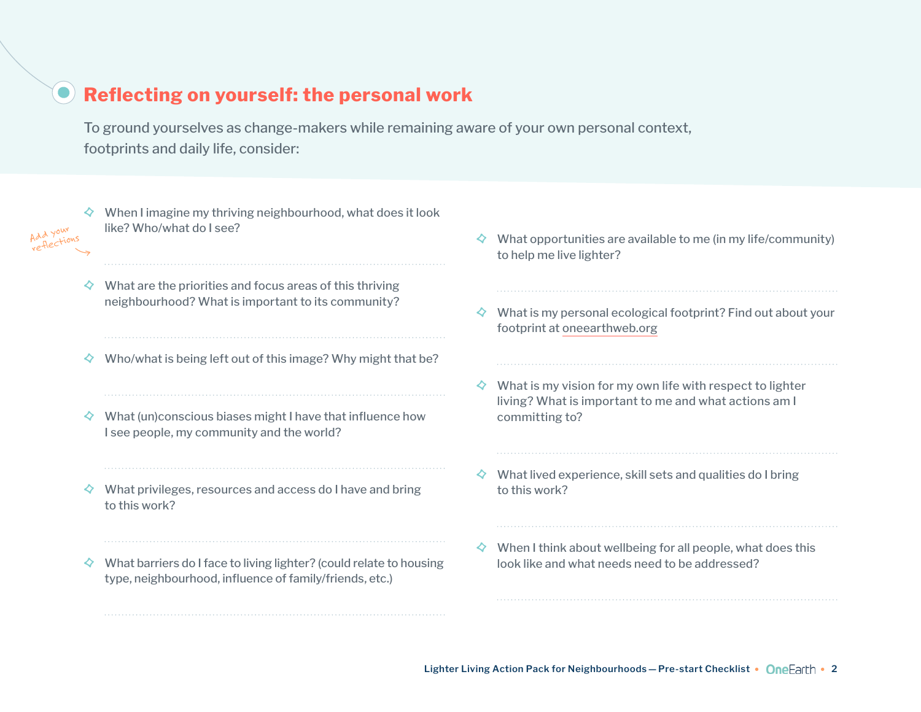## Reflecting on yourself: the personal work

To ground yourselves as change-makers while remaining aware of your own personal context, footprints and daily life, consider:

Add your reflections

- When I imagine my thriving neighbourhood, what does it look like? Who/what do I see?
- What are the priorities and focus areas of this thriving neighbourhood? What is important to its community?
- Who/what is being left out of this image? Why might that be?
- What (un)conscious biases might I have that influence how I see people, my community and the world?
- What privileges, resources and access do I have and bring to this work?
- What barriers do I face to living lighter? (could relate to housing type, neighbourhood, influence of family/friends, etc.)
- What opportunities are available to me (in my life/community) to help me live lighter?
- What is my personal ecological footprint? Find out about your footprint at oneearthweb.org
- What is my vision for my own life with respect to lighter living? What is important to me and what actions am I committing to?
- What lived experience, skill sets and qualities do I bring to this work?
- When I think about wellbeing for all people, what does this look like and what needs need to be addressed?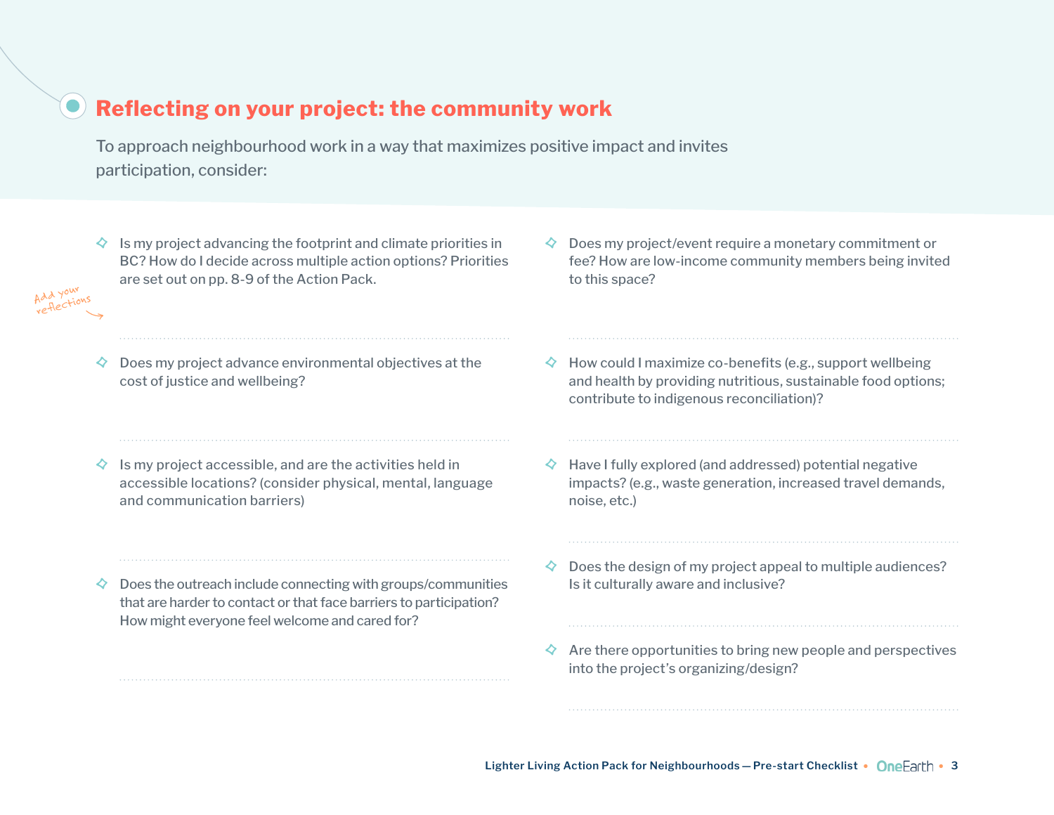## Reflecting on your project: the community work

To approach neighbourhood work in a way that maximizes positive impact and invites participation, consider:

*Add your reflections*

- Is my project advancing the footprint and climate priorities in BC? How do I decide across multiple action options? Priorities are set out on pp. 8-9 of the Action Pack.
- Does my project advance environmental objectives at the cost of justice and wellbeing?
- Is my project accessible, and are the activities held in accessible locations? (consider physical, mental, language and communication barriers)
- Does the outreach include connecting with groups/communities that are harder to contact or that face barriers to participation? How might everyone feel welcome and cared for?
- Does my project/event require a monetary commitment or fee? How are low-income community members being invited to this space?
- How could I maximize co-benefits (e.g., support wellbeing and health by providing nutritious, sustainable food options; contribute to indigenous reconciliation)?
- Have I fully explored (and addressed) potential negative impacts? (e.g., waste generation, increased travel demands, noise, etc.)
- Does the design of my project appeal to multiple audiences? Is it culturally aware and inclusive?
- Are there opportunities to bring new people and perspectives into the project's organizing/design?